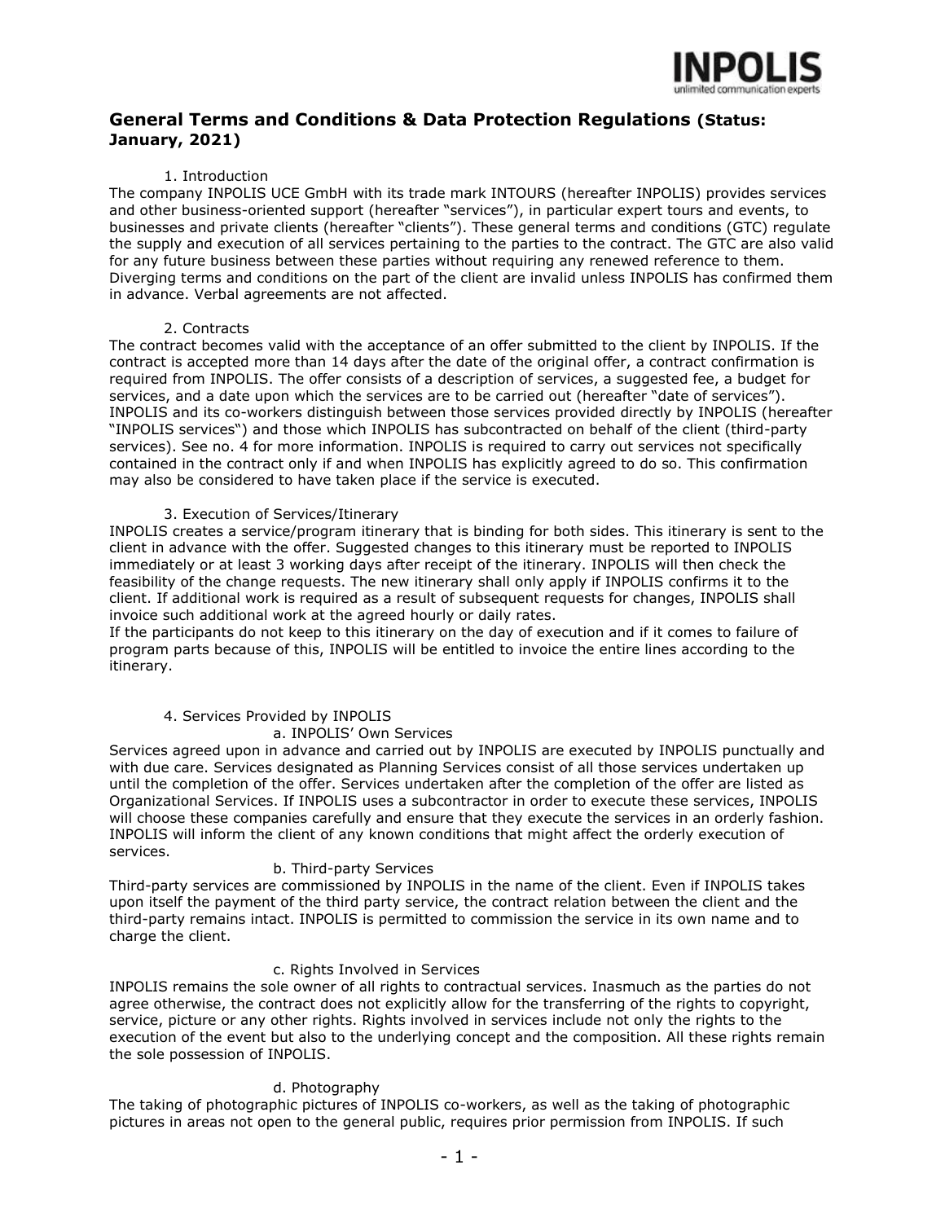INPOLIS
unlimited communication experts

# General Terms and Conditions & Data Protection Regulations (Status: January, 2021)

## 1. Introduction

The company INPOLIS UCE GmbH with its trade mark INTOURS (hereafter INPOLIS) provides services and other business-oriented support (hereafter "services"), in particular expert tours and events, to businesses and private clients (hereafter "clients"). These general terms and conditions (GTC) regulate the supply and execution of all services pertaining to the parties to the contract. The GTC are also valid for any future business between these parties without requiring any renewed reference to them. Diverging terms and conditions on the part of the client are invalid unless INPOLIS has confirmed them in advance. Verbal agreements are not affected.

## 2. Contracts

The contract becomes valid with the acceptance of an offer submitted to the client by INPOLIS. If the contract is accepted more than 14 days after the date of the original offer, a contract confirmation is required from INPOLIS. The offer consists of a description of services, a suggested fee, a budget for services, and a date upon which the services are to be carried out (hereafter "date of services"). INPOLIS and its co-workers distinguish between those services provided directly by INPOLIS (hereafter "INPOLIS services") and those which INPOLIS has subcontracted on behalf of the client (third-party services). See no. 4 for more information. INPOLIS is required to carry out services not specifically contained in the contract only if and when INPOLIS has explicitly agreed to do so. This confirmation may also be considered to have taken place if the service is executed.

## 3. Execution of Services/Itinerary

INPOLIS creates a service/program itinerary that is binding for both sides. This itinerary is sent to the client in advance with the offer. Suggested changes to this itinerary must be reported to INPOLIS immediately or at least 3 working days after receipt of the itinerary. INPOLIS will then check the feasibility of the change requests. The new itinerary shall only apply if INPOLIS confirms it to the client. If additional work is required as a result of subsequent requests for changes, INPOLIS shall invoice such additional work at the agreed hourly or daily rates.

If the participants do not keep to this itinerary on the day of execution and if it comes to failure of program parts because of this, INPOLIS will be entitled to invoice the entire lines according to the itinerary.

## 4. Services Provided by INPOLIS

### a. INPOLIS' Own Services

Services agreed upon in advance and carried out by INPOLIS are executed by INPOLIS punctually and with due care. Services designated as Planning Services consist of all those services undertaken up until the completion of the offer. Services undertaken after the completion of the offer are listed as Organizational Services. If INPOLIS uses a subcontractor in order to execute these services, INPOLIS will choose these companies carefully and ensure that they execute the services in an orderly fashion. INPOLIS will inform the client of any known conditions that might affect the orderly execution of services.

### b. Third-party Services

Third-party services are commissioned by INPOLIS in the name of the client. Even if INPOLIS takes upon itself the payment of the third party service, the contract relation between the client and the third-party remains intact. INPOLIS is permitted to commission the service in its own name and to charge the client.

### c. Rights Involved in Services

INPOLIS remains the sole owner of all rights to contractual services. Inasmuch as the parties do not agree otherwise, the contract does not explicitly allow for the transferring of the rights to copyright, service, picture or any other rights. Rights involved in services include not only the rights to the execution of the event but also to the underlying concept and the composition. All these rights remain the sole possession of INPOLIS.

### d. Photography

The taking of photographic pictures of INPOLIS co-workers, as well as the taking of photographic pictures in areas not open to the general public, requires prior permission from INPOLIS. If such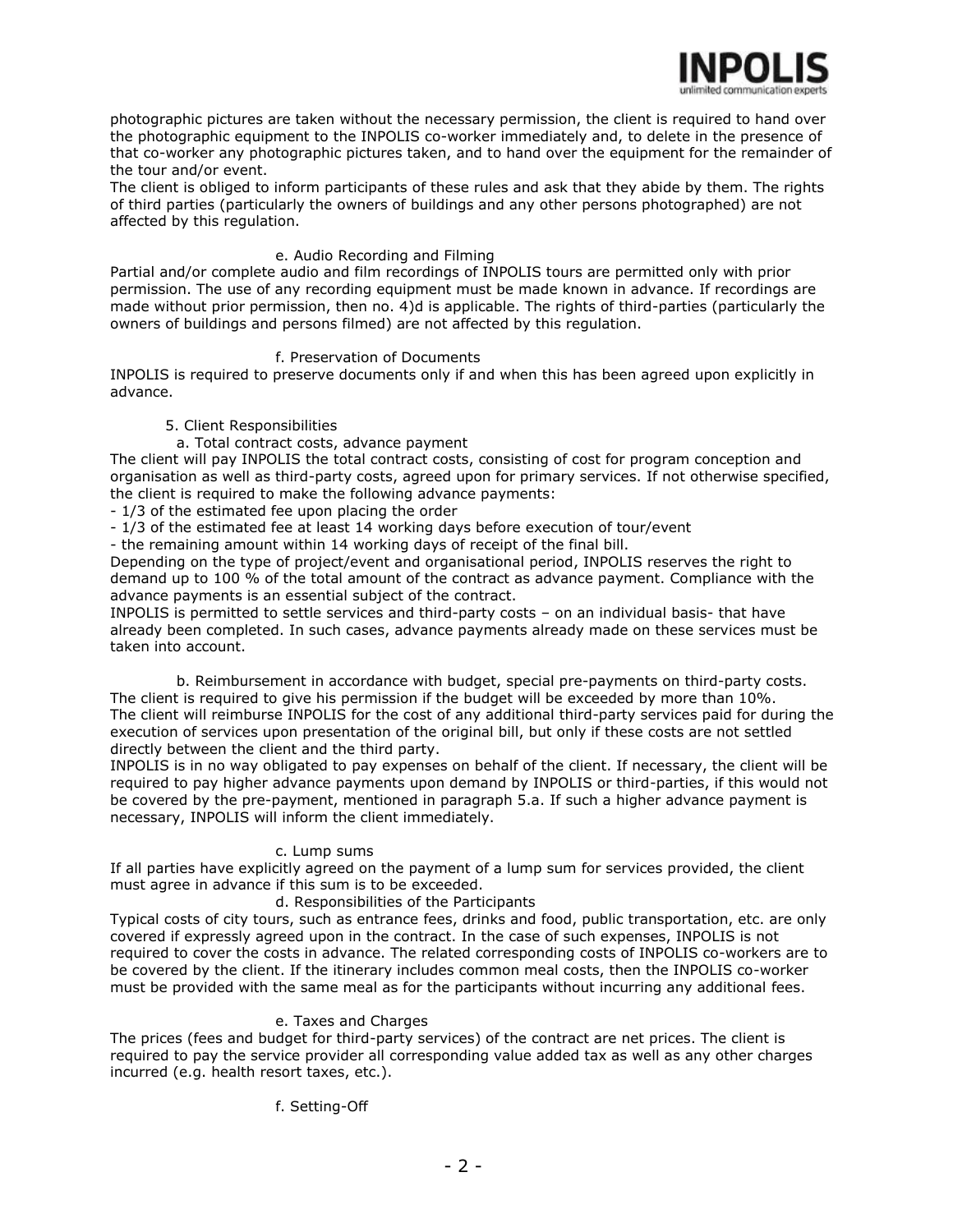photographic pictures are taken without the necessary permission, the client is required to hand over the photographic equipment to the INPOLIS co-worker immediately and, to delete in the presence of that co-worker any photographic pictures taken, and to hand over the equipment for the remainder of the tour and/or event.
The client is obliged to inform participants of these rules and ask that they abide by them. The rights of third parties (particularly the owners of buildings and any other persons photographed) are not affected by this regulation.

#### e. Audio Recording and Filming

Partial and/or complete audio and film recordings of INPOLIS tours are permitted only with prior permission. The use of any recording equipment must be made known in advance. If recordings are made without prior permission, then no. 4)d is applicable. The rights of third-parties (particularly the owners of buildings and persons filmed) are not affected by this regulation.

#### f. Preservation of Documents

INPOLIS is required to preserve documents only if and when this has been agreed upon explicitly in advance.

### 5. Client Responsibilities

#### a. Total contract costs, advance payment

The client will pay INPOLIS the total contract costs, consisting of cost for program conception and organisation as well as third-party costs, agreed upon for primary services. If not otherwise specified, the client is required to make the following advance payments:

- 1/3 of the estimated fee upon placing the order
- 1/3 of the estimated fee at least 14 working days before execution of tour/event
- the remaining amount within 14 working days of receipt of the final bill.

Depending on the type of project/event and organisational period, INPOLIS reserves the right to demand up to 100 % of the total amount of the contract as advance payment. Compliance with the advance payments is an essential subject of the contract.
INPOLIS is permitted to settle services and third-party costs – on an individual basis- that have already been completed. In such cases, advance payments already made on these services must be taken into account.

#### b. Reimbursement in accordance with budget, special pre-payments on third-party costs.

The client is required to give his permission if the budget will be exceeded by more than 10%.
The client will reimburse INPOLIS for the cost of any additional third-party services paid for during the execution of services upon presentation of the original bill, but only if these costs are not settled directly between the client and the third party.
INPOLIS is in no way obligated to pay expenses on behalf of the client. If necessary, the client will be required to pay higher advance payments upon demand by INPOLIS or third-parties, if this would not be covered by the pre-payment, mentioned in paragraph 5.a. If such a higher advance payment is necessary, INPOLIS will inform the client immediately.

#### c. Lump sums

If all parties have explicitly agreed on the payment of a lump sum for services provided, the client must agree in advance if this sum is to be exceeded.

#### d. Responsibilities of the Participants

Typical costs of city tours, such as entrance fees, drinks and food, public transportation, etc. are only covered if expressly agreed upon in the contract. In the case of such expenses, INPOLIS is not required to cover the costs in advance. The related corresponding costs of INPOLIS co-workers are to be covered by the client. If the itinerary includes common meal costs, then the INPOLIS co-worker must be provided with the same meal as for the participants without incurring any additional fees.

#### e. Taxes and Charges

The prices (fees and budget for third-party services) of the contract are net prices. The client is required to pay the service provider all corresponding value added tax as well as any other charges incurred (e.g. health resort taxes, etc.).

#### f. Setting-Off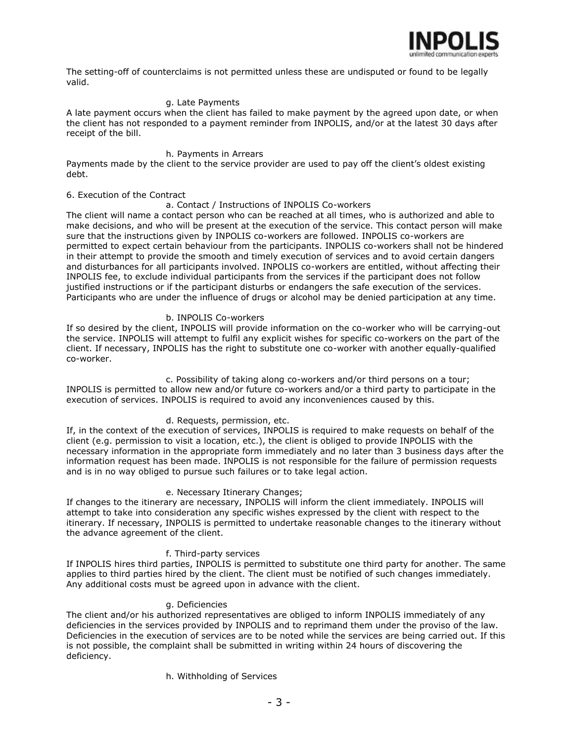The setting-off of counterclaims is not permitted unless these are undisputed or found to be legally valid.

g. Late Payments

A late payment occurs when the client has failed to make payment by the agreed upon date, or when the client has not responded to a payment reminder from INPOLIS, and/or at the latest 30 days after receipt of the bill.

h. Payments in Arrears

Payments made by the client to the service provider are used to pay off the client's oldest existing debt.

6. Execution of the Contract

a. Contact / Instructions of INPOLIS Co-workers

The client will name a contact person who can be reached at all times, who is authorized and able to make decisions, and who will be present at the execution of the service. This contact person will make sure that the instructions given by INPOLIS co-workers are followed. INPOLIS co-workers are permitted to expect certain behaviour from the participants. INPOLIS co-workers shall not be hindered in their attempt to provide the smooth and timely execution of services and to avoid certain dangers and disturbances for all participants involved. INPOLIS co-workers are entitled, without affecting their INPOLIS fee, to exclude individual participants from the services if the participant does not follow justified instructions or if the participant disturbs or endangers the safe execution of the services. Participants who are under the influence of drugs or alcohol may be denied participation at any time.

b. INPOLIS Co-workers

If so desired by the client, INPOLIS will provide information on the co-worker who will be carrying-out the service. INPOLIS will attempt to fulfil any explicit wishes for specific co-workers on the part of the client. If necessary, INPOLIS has the right to substitute one co-worker with another equally-qualified co-worker.

c. Possibility of taking along co-workers and/or third persons on a tour;

INPOLIS is permitted to allow new and/or future co-workers and/or a third party to participate in the execution of services. INPOLIS is required to avoid any inconveniences caused by this.

d. Requests, permission, etc.

If, in the context of the execution of services, INPOLIS is required to make requests on behalf of the client (e.g. permission to visit a location, etc.), the client is obliged to provide INPOLIS with the necessary information in the appropriate form immediately and no later than 3 business days after the information request has been made. INPOLIS is not responsible for the failure of permission requests and is in no way obliged to pursue such failures or to take legal action.

e. Necessary Itinerary Changes;

If changes to the itinerary are necessary, INPOLIS will inform the client immediately. INPOLIS will attempt to take into consideration any specific wishes expressed by the client with respect to the itinerary. If necessary, INPOLIS is permitted to undertake reasonable changes to the itinerary without the advance agreement of the client.

f. Third-party services

If INPOLIS hires third parties, INPOLIS is permitted to substitute one third party for another. The same applies to third parties hired by the client. The client must be notified of such changes immediately. Any additional costs must be agreed upon in advance with the client.

g. Deficiencies

The client and/or his authorized representatives are obliged to inform INPOLIS immediately of any deficiencies in the services provided by INPOLIS and to reprimand them under the proviso of the law. Deficiencies in the execution of services are to be noted while the services are being carried out. If this is not possible, the complaint shall be submitted in writing within 24 hours of discovering the deficiency.

h. Withholding of Services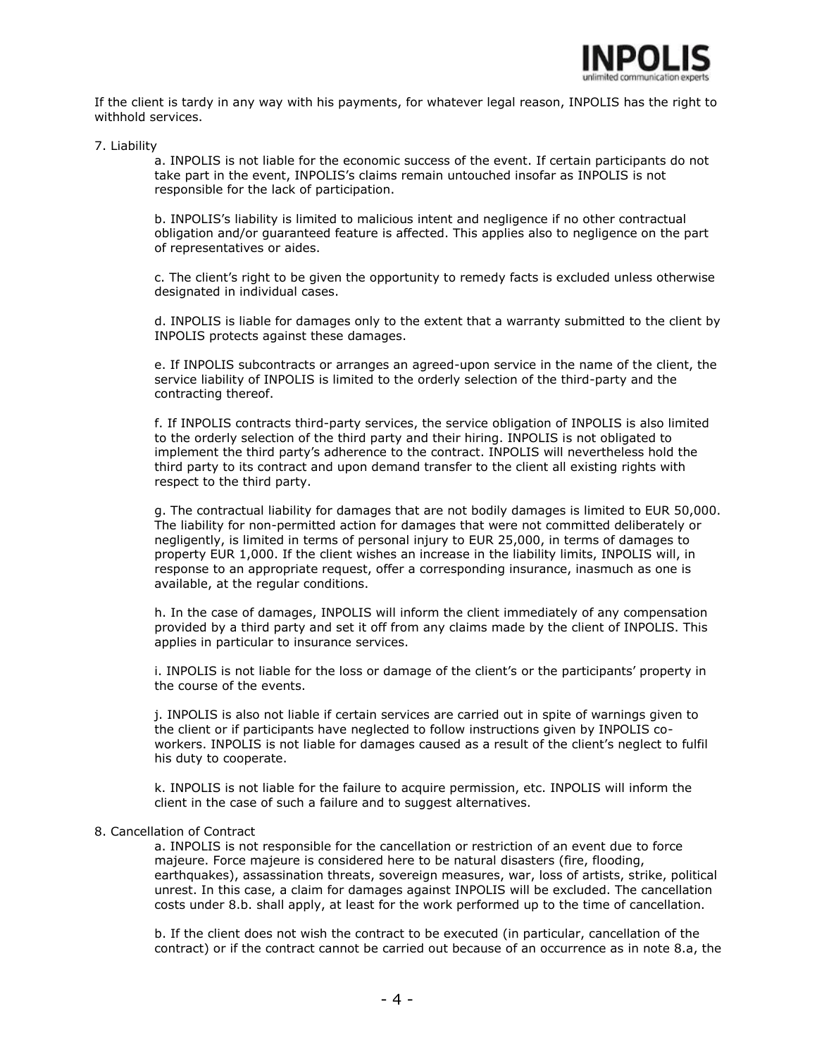If the client is tardy in any way with his payments, for whatever legal reason, INPOLIS has the right to withhold services.

7. Liability

a. INPOLIS is not liable for the economic success of the event. If certain participants do not take part in the event, INPOLIS's claims remain untouched insofar as INPOLIS is not responsible for the lack of participation.

b. INPOLIS's liability is limited to malicious intent and negligence if no other contractual obligation and/or guaranteed feature is affected. This applies also to negligence on the part of representatives or aides.

c. The client's right to be given the opportunity to remedy facts is excluded unless otherwise designated in individual cases.

d. INPOLIS is liable for damages only to the extent that a warranty submitted to the client by INPOLIS protects against these damages.

e. If INPOLIS subcontracts or arranges an agreed-upon service in the name of the client, the service liability of INPOLIS is limited to the orderly selection of the third-party and the contracting thereof.

f. If INPOLIS contracts third-party services, the service obligation of INPOLIS is also limited to the orderly selection of the third party and their hiring. INPOLIS is not obligated to implement the third party's adherence to the contract. INPOLIS will nevertheless hold the third party to its contract and upon demand transfer to the client all existing rights with respect to the third party.

g. The contractual liability for damages that are not bodily damages is limited to EUR 50,000. The liability for non-permitted action for damages that were not committed deliberately or negligently, is limited in terms of personal injury to EUR 25,000, in terms of damages to property EUR 1,000. If the client wishes an increase in the liability limits, INPOLIS will, in response to an appropriate request, offer a corresponding insurance, inasmuch as one is available, at the regular conditions.

h. In the case of damages, INPOLIS will inform the client immediately of any compensation provided by a third party and set it off from any claims made by the client of INPOLIS. This applies in particular to insurance services.

i. INPOLIS is not liable for the loss or damage of the client's or the participants' property in the course of the events.

j. INPOLIS is also not liable if certain services are carried out in spite of warnings given to the client or if participants have neglected to follow instructions given by INPOLIS co-workers. INPOLIS is not liable for damages caused as a result of the client's neglect to fulfil his duty to cooperate.

k. INPOLIS is not liable for the failure to acquire permission, etc. INPOLIS will inform the client in the case of such a failure and to suggest alternatives.

8. Cancellation of Contract

a. INPOLIS is not responsible for the cancellation or restriction of an event due to force majeure. Force majeure is considered here to be natural disasters (fire, flooding, earthquakes), assassination threats, sovereign measures, war, loss of artists, strike, political unrest. In this case, a claim for damages against INPOLIS will be excluded. The cancellation costs under 8.b. shall apply, at least for the work performed up to the time of cancellation.

b. If the client does not wish the contract to be executed (in particular, cancellation of the contract) or if the contract cannot be carried out because of an occurrence as in note 8.a, the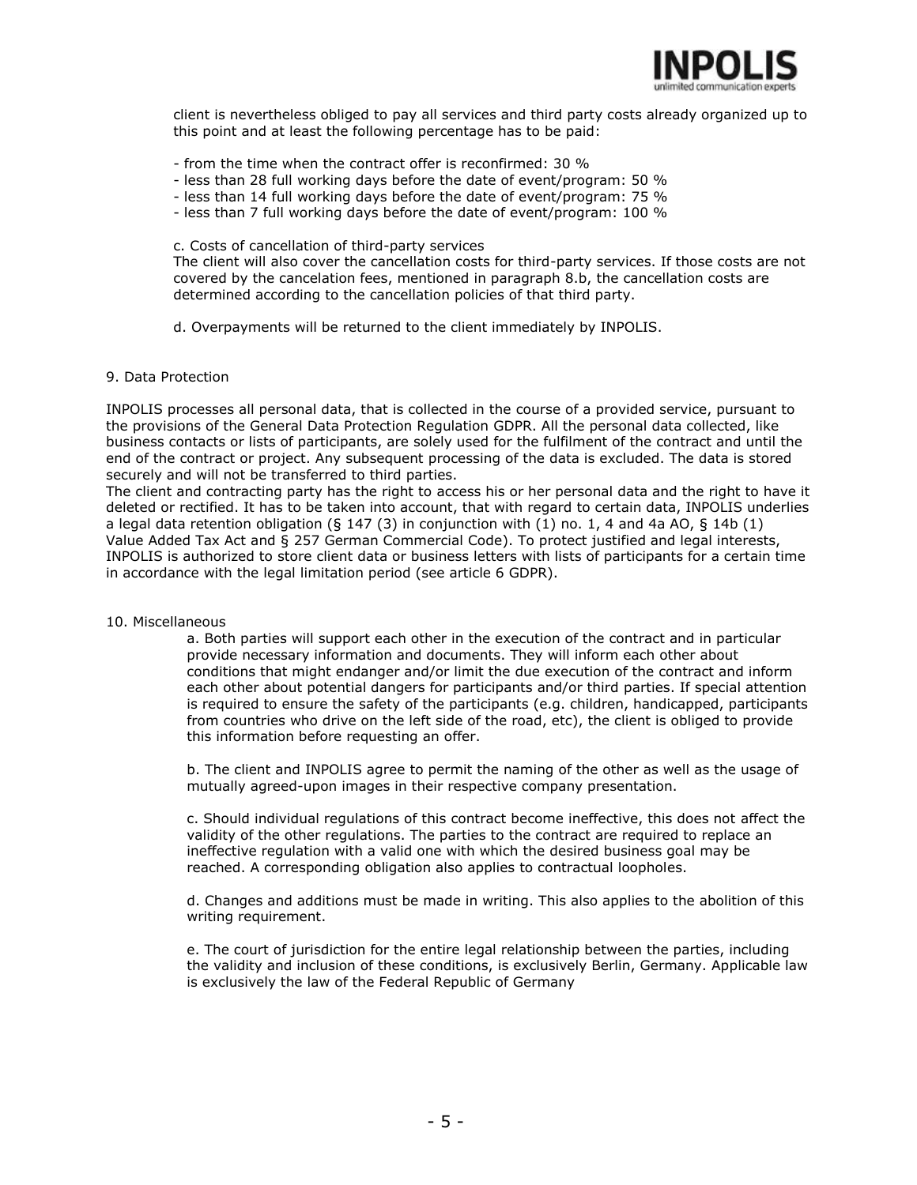client is nevertheless obliged to pay all services and third party costs already organized up to this point and at least the following percentage has to be paid:

- from the time when the contract offer is reconfirmed: 30 %
- less than 28 full working days before the date of event/program: 50 %
- less than 14 full working days before the date of event/program: 75 %
- less than 7 full working days before the date of event/program: 100 %

c. Costs of cancellation of third-party services
The client will also cover the cancellation costs for third-party services. If those costs are not covered by the cancelation fees, mentioned in paragraph 8.b, the cancellation costs are determined according to the cancellation policies of that third party.

d. Overpayments will be returned to the client immediately by INPOLIS.

## 9. Data Protection

INPOLIS processes all personal data, that is collected in the course of a provided service, pursuant to the provisions of the General Data Protection Regulation GDPR. All the personal data collected, like business contacts or lists of participants, are solely used for the fulfilment of the contract and until the end of the contract or project. Any subsequent processing of the data is excluded. The data is stored securely and will not be transferred to third parties.
The client and contracting party has the right to access his or her personal data and the right to have it deleted or rectified. It has to be taken into account, that with regard to certain data, INPOLIS underlies a legal data retention obligation (§ 147 (3) in conjunction with (1) no. 1, 4 and 4a AO, § 14b (1) Value Added Tax Act and § 257 German Commercial Code). To protect justified and legal interests, INPOLIS is authorized to store client data or business letters with lists of participants for a certain time in accordance with the legal limitation period (see article 6 GDPR).

## 10. Miscellaneous

a. Both parties will support each other in the execution of the contract and in particular provide necessary information and documents. They will inform each other about conditions that might endanger and/or limit the due execution of the contract and inform each other about potential dangers for participants and/or third parties. If special attention is required to ensure the safety of the participants (e.g. children, handicapped, participants from countries who drive on the left side of the road, etc), the client is obliged to provide this information before requesting an offer.

b. The client and INPOLIS agree to permit the naming of the other as well as the usage of mutually agreed-upon images in their respective company presentation.

c. Should individual regulations of this contract become ineffective, this does not affect the validity of the other regulations. The parties to the contract are required to replace an ineffective regulation with a valid one with which the desired business goal may be reached. A corresponding obligation also applies to contractual loopholes.

d. Changes and additions must be made in writing. This also applies to the abolition of this writing requirement.

e. The court of jurisdiction for the entire legal relationship between the parties, including the validity and inclusion of these conditions, is exclusively Berlin, Germany. Applicable law is exclusively the law of the Federal Republic of Germany